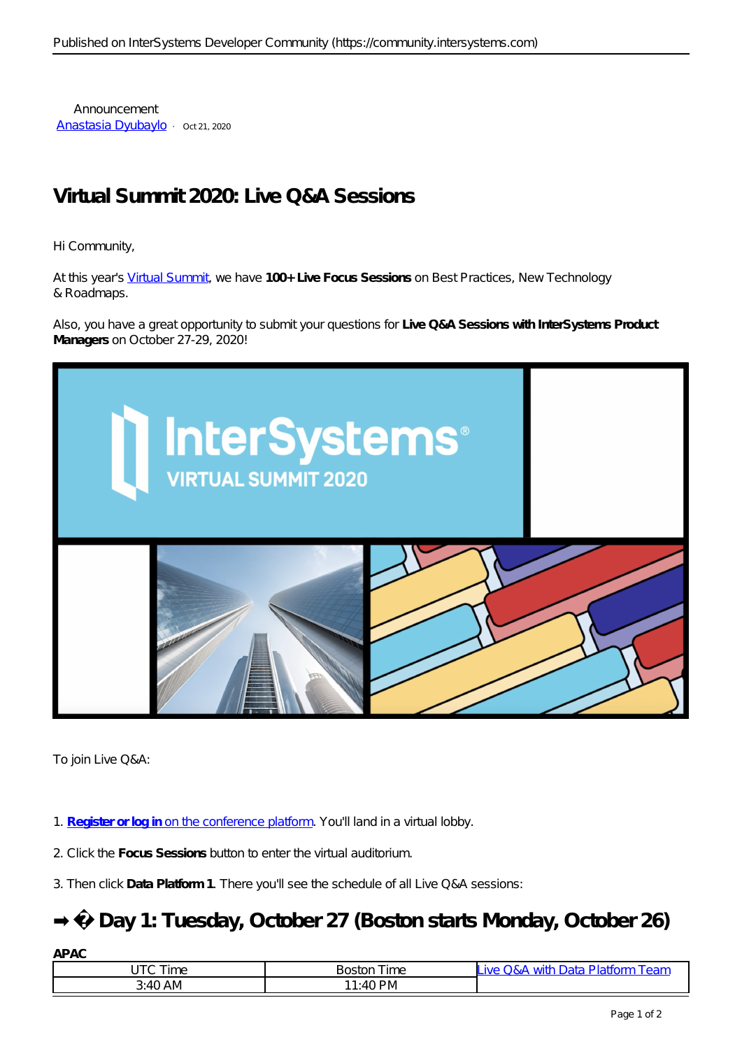Announcement
Anastasia Dyubaylo · Oct 21, 2020

# Virtual Summit 2020: Live Q&A Sessions

Hi Community,

At this year's Virtual Summit, we have **100+ Live Focus Sessions** on Best Practices, New Technology & Roadmaps.

Also, you have a great opportunity to submit your questions for **Live Q&A Sessions with InterSystems Product Managers** on October 27-29, 2020!

To join Live Q&A:

1. **Register or log in** on the conference platform. You'll land in a virtual lobby.

2. Click the **Focus Sessions** button to enter the virtual auditorium.

3. Then click **Data Platform 1**. There you'll see the schedule of all Live Q&A sessions:

## ➡ � Day 1: Tuesday, October 27 (Boston starts Monday, October 26)

**APAC**

| UTC Time | Boston Time | Live Q&A with Data Platform Team |
|---|---|---|
| 3:40 AM | 11:40 PM | |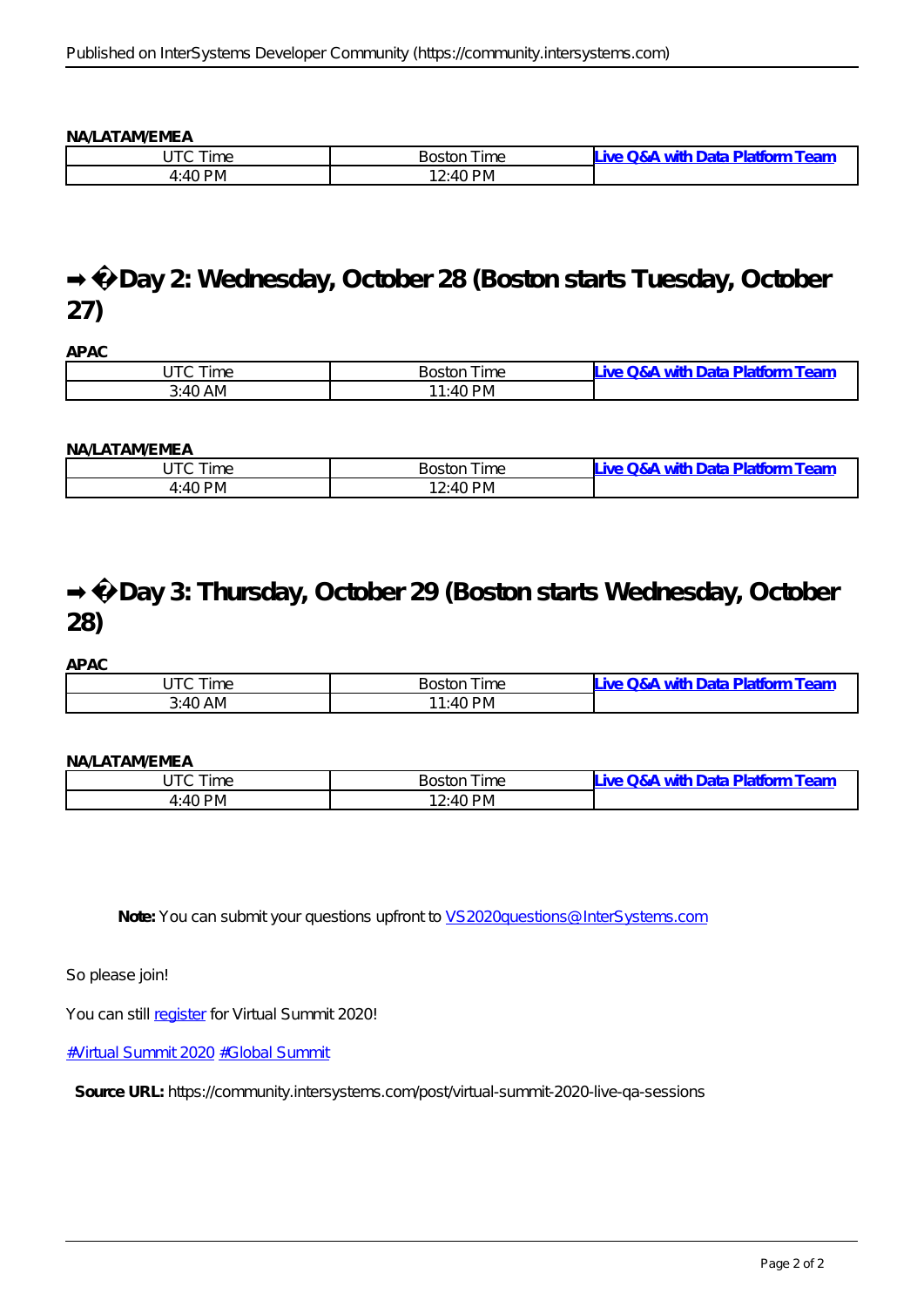**NA/LATAM/EMEA**

| UTC Time | Boston Time | **Live Q&A with Data Platform Team** |
| --- | --- | --- |
| 4:40 PM | 12:40 PM | |

## ➡ � Day 2: Wednesday, October 28 (Boston starts Tuesday, October 27)

**APAC**

| UTC Time | Boston Time | **Live Q&A with Data Platform Team** |
| --- | --- | --- |
| 3:40 AM | 11:40 PM | |

**NA/LATAM/EMEA**

| UTC Time | Boston Time | **Live Q&A with Data Platform Team** |
| --- | --- | --- |
| 4:40 PM | 12:40 PM | |

## ➡ � Day 3: Thursday, October 29 (Boston starts Wednesday, October 28)

**APAC**

| UTC Time | Boston Time | **Live Q&A with Data Platform Team** |
| --- | --- | --- |
| 3:40 AM | 11:40 PM | |

**NA/LATAM/EMEA**

| UTC Time | Boston Time | **Live Q&A with Data Platform Team** |
| --- | --- | --- |
| 4:40 PM | 12:40 PM | |

**Note:** You can submit your questions upfront to VS2020questions@InterSystems.com

So please join!

You can still register for Virtual Summit 2020!

#Virtual Summit 2020 #Global Summit

**Source URL:** https://community.intersystems.com/post/virtual-summit-2020-live-qa-sessions